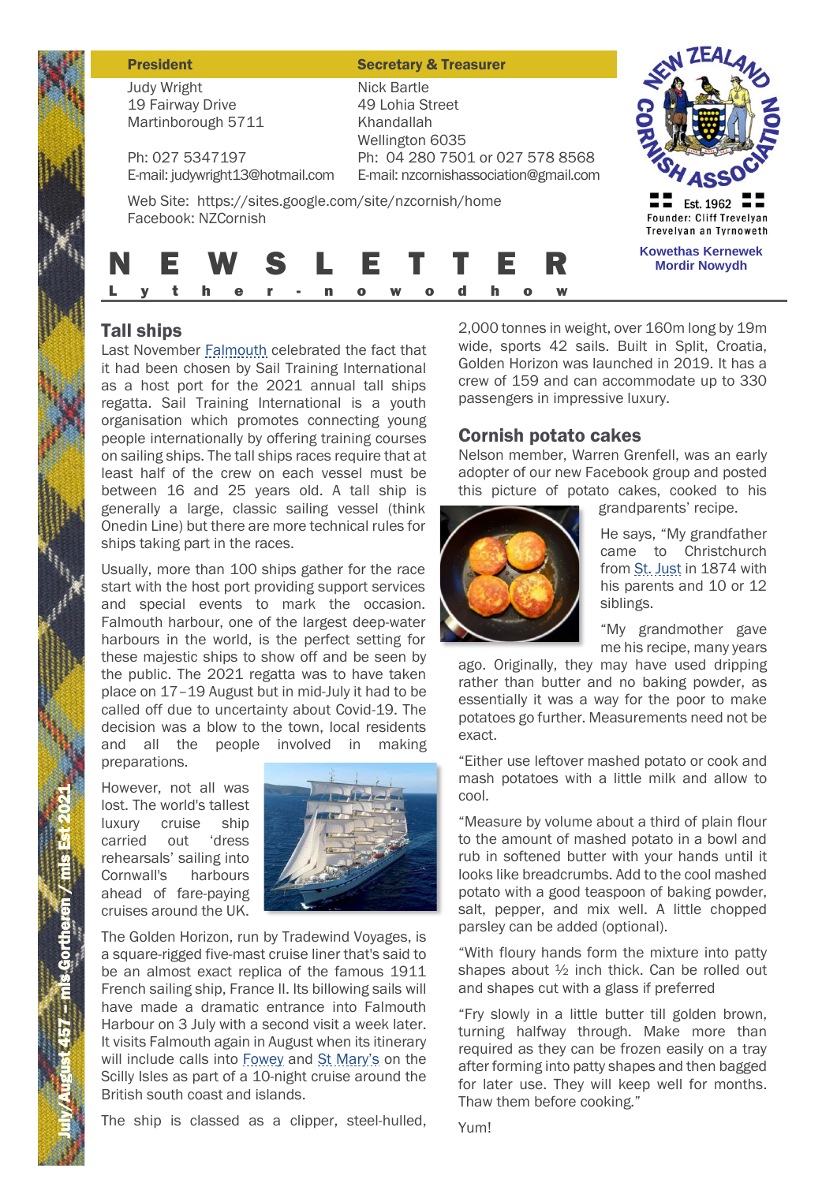**President**

Judy Wright
19 Fairway Drive
Martinborough 5711

Ph: 027 5347197
E-mail: judywright13@hotmail.com

**Secretary & Treasurer**

Nick Bartle
49 Lohia Street
Khandallah
Wellington 6035
Ph: 04 280 7501 or 027 578 8568
E-mail: nzcornishassociation@gmail.com

Web Site: https://sites.google.com/site/nzcornish/home
Facebook: NZCornish

New Zealand Cornish Association
Est. 1962
Founder: Cliff Trevelyan
Trevelyan an Tyrnoweth

**Kowethas Kernewek Mordir Nowydh**

# NEWSLETTER

**Lyther-nowodhow**

## Tall ships

Last November Falmouth celebrated the fact that it had been chosen by Sail Training International as a host port for the 2021 annual tall ships regatta. Sail Training International is a youth organisation which promotes connecting young people internationally by offering training courses on sailing ships. The tall ships races require that at least half of the crew on each vessel must be between 16 and 25 years old. A tall ship is generally a large, classic sailing vessel (think Onedin Line) but there are more technical rules for ships taking part in the races.

Usually, more than 100 ships gather for the race start with the host port providing support services and special events to mark the occasion. Falmouth harbour, one of the largest deep-water harbours in the world, is the perfect setting for these majestic ships to show off and be seen by the public. The 2021 regatta was to have taken place on 17–19 August but in mid-July it had to be called off due to uncertainty about Covid-19. The decision was a blow to the town, local residents and all the people involved in making preparations.

However, not all was lost. The world's tallest luxury cruise ship carried out 'dress rehearsals' sailing into Cornwall's harbours ahead of fare-paying cruises around the UK.

The Golden Horizon, run by Tradewind Voyages, is a square-rigged five-mast cruise liner that's said to be an almost exact replica of the famous 1911 French sailing ship, France II. Its billowing sails will have made a dramatic entrance into Falmouth Harbour on 3 July with a second visit a week later. It visits Falmouth again in August when its itinerary will include calls into Fowey and St Mary's on the Scilly Isles as part of a 10-night cruise around the British south coast and islands.

The ship is classed as a clipper, steel-hulled, 2,000 tonnes in weight, over 160m long by 19m wide, sports 42 sails. Built in Split, Croatia, Golden Horizon was launched in 2019. It has a crew of 159 and can accommodate up to 330 passengers in impressive luxury.

## Cornish potato cakes

Nelson member, Warren Grenfell, was an early adopter of our new Facebook group and posted this picture of potato cakes, cooked to his grandparents' recipe.

He says, "My grandfather came to Christchurch from St. Just in 1874 with his parents and 10 or 12 siblings.

"My grandmother gave me his recipe, many years ago. Originally, they may have used dripping rather than butter and no baking powder, as essentially it was a way for the poor to make potatoes go further. Measurements need not be exact.

"Either use leftover mashed potato or cook and mash potatoes with a little milk and allow to cool.

"Measure by volume about a third of plain flour to the amount of mashed potato in a bowl and rub in softened butter with your hands until it looks like breadcrumbs. Add to the cool mashed potato with a good teaspoon of baking powder, salt, pepper, and mix well. A little chopped parsley can be added (optional).

"With floury hands form the mixture into patty shapes about ½ inch thick. Can be rolled out and shapes cut with a glass if preferred

"Fry slowly in a little butter till golden brown, turning halfway through. Make more than required as they can be frozen easily on a tray after forming into patty shapes and then bagged for later use. They will keep well for months. Thaw them before cooking."

Yum!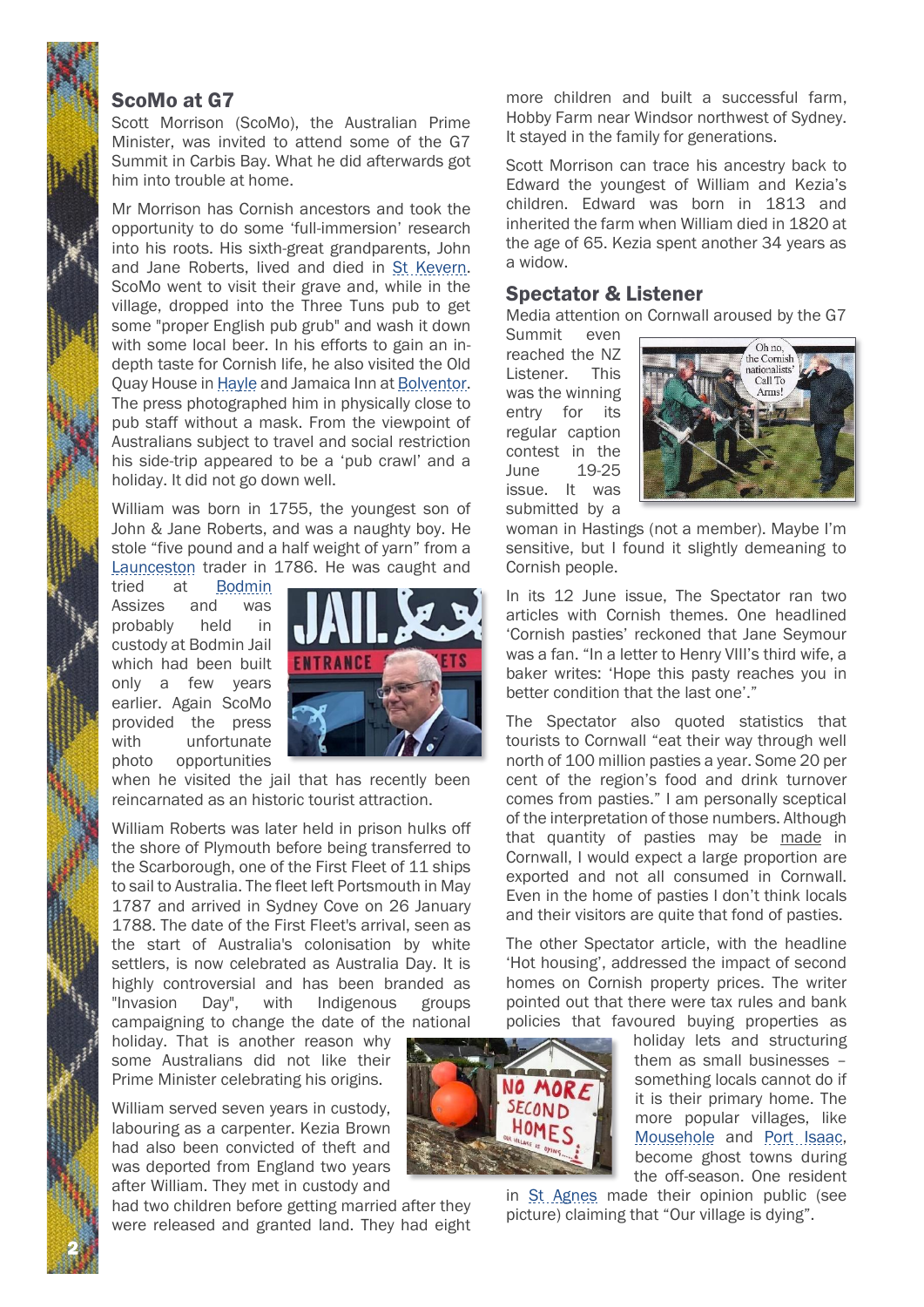## ScoMo at G7

Scott Morrison (ScoMo), the Australian Prime Minister, was invited to attend some of the G7 Summit in Carbis Bay. What he did afterwards got him into trouble at home.

Mr Morrison has Cornish ancestors and took the opportunity to do some 'full-immersion' research into his roots. His sixth-great grandparents, John and Jane Roberts, lived and died in St Kevern. ScoMo went to visit their grave and, while in the village, dropped into the Three Tuns pub to get some "proper English pub grub" and wash it down with some local beer. In his efforts to gain an in-depth taste for Cornish life, he also visited the Old Quay House in Hayle and Jamaica Inn at Bolventor. The press photographed him in physically close to pub staff without a mask. From the viewpoint of Australians subject to travel and social restriction his side-trip appeared to be a 'pub crawl' and a holiday. It did not go down well.

William was born in 1755, the youngest son of John & Jane Roberts, and was a naughty boy. He stole "five pound and a half weight of yarn" from a Launceston trader in 1786. He was caught and tried at Bodmin Assizes and was probably held in custody at Bodmin Jail which had been built only a few years earlier. Again ScoMo provided the press with unfortunate photo opportunities when he visited the jail that has recently been reincarnated as an historic tourist attraction.

William Roberts was later held in prison hulks off the shore of Plymouth before being transferred to the Scarborough, one of the First Fleet of 11 ships to sail to Australia. The fleet left Portsmouth in May 1787 and arrived in Sydney Cove on 26 January 1788. The date of the First Fleet's arrival, seen as the start of Australia's colonisation by white settlers, is now celebrated as Australia Day. It is highly controversial and has been branded as "Invasion Day", with Indigenous groups campaigning to change the date of the national holiday. That is another reason why some Australians did not like their Prime Minister celebrating his origins.

William served seven years in custody, labouring as a carpenter. Kezia Brown had also been convicted of theft and was deported from England two years after William. They met in custody and had two children before getting married after they were released and granted land. They had eight more children and built a successful farm, Hobby Farm near Windsor northwest of Sydney. It stayed in the family for generations.

Scott Morrison can trace his ancestry back to Edward the youngest of William and Kezia's children. Edward was born in 1813 and inherited the farm when William died in 1820 at the age of 65. Kezia spent another 34 years as a widow.

## Spectator & Listener

Media attention on Cornwall aroused by the G7 Summit even reached the NZ Listener. This was the winning entry for its regular caption contest in the June 19-25 issue. It was submitted by a woman in Hastings (not a member). Maybe I'm sensitive, but I found it slightly demeaning to Cornish people.

In its 12 June issue, The Spectator ran two articles with Cornish themes. One headlined 'Cornish pasties' reckoned that Jane Seymour was a fan. "In a letter to Henry VIII's third wife, a baker writes: 'Hope this pasty reaches you in better condition that the last one'."

The Spectator also quoted statistics that tourists to Cornwall "eat their way through well north of 100 million pasties a year. Some 20 per cent of the region's food and drink turnover comes from pasties." I am personally sceptical of the interpretation of those numbers. Although that quantity of pasties may be made in Cornwall, I would expect a large proportion are exported and not all consumed in Cornwall. Even in the home of pasties I don't think locals and their visitors are quite that fond of pasties.

The other Spectator article, with the headline 'Hot housing', addressed the impact of second homes on Cornish property prices. The writer pointed out that there were tax rules and bank policies that favoured buying properties as holiday lets and structuring them as small businesses – something locals cannot do if it is their primary home. The more popular villages, like Mousehole and Port Isaac, become ghost towns during the off-season. One resident in St Agnes made their opinion public (see picture) claiming that "Our village is dying".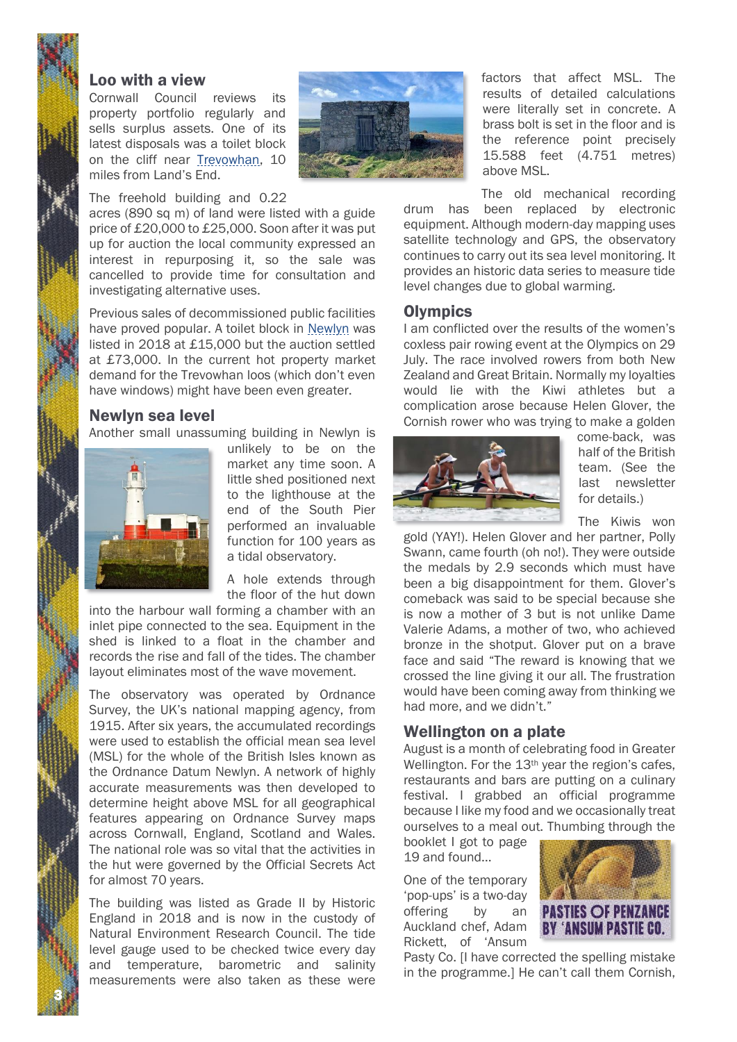## Loo with a view

Cornwall Council reviews its property portfolio regularly and sells surplus assets. One of its latest disposals was a toilet block on the cliff near Trevowhan, 10 miles from Land's End.

The freehold building and 0.22 acres (890 sq m) of land were listed with a guide price of £20,000 to £25,000. Soon after it was put up for auction the local community expressed an interest in repurposing it, so the sale was cancelled to provide time for consultation and investigating alternative uses.

Previous sales of decommissioned public facilities have proved popular. A toilet block in Newlyn was listed in 2018 at £15,000 but the auction settled at £73,000. In the current hot property market demand for the Trevowhan loos (which don't even have windows) might have been even greater.

## Newlyn sea level

Another small unassuming building in Newlyn is unlikely to be on the market any time soon. A little shed positioned next to the lighthouse at the end of the South Pier performed an invaluable function for 100 years as a tidal observatory.

A hole extends through the floor of the hut down into the harbour wall forming a chamber with an inlet pipe connected to the sea. Equipment in the shed is linked to a float in the chamber and records the rise and fall of the tides. The chamber layout eliminates most of the wave movement.

The observatory was operated by Ordnance Survey, the UK's national mapping agency, from 1915. After six years, the accumulated recordings were used to establish the official mean sea level (MSL) for the whole of the British Isles known as the Ordnance Datum Newlyn. A network of highly accurate measurements was then developed to determine height above MSL for all geographical features appearing on Ordnance Survey maps across Cornwall, England, Scotland and Wales. The national role was so vital that the activities in the hut were governed by the Official Secrets Act for almost 70 years.

The building was listed as Grade II by Historic England in 2018 and is now in the custody of Natural Environment Research Council. The tide level gauge used to be checked twice every day and temperature, barometric and salinity measurements were also taken as these were factors that affect MSL. The results of detailed calculations were literally set in concrete. A brass bolt is set in the floor and is the reference point precisely 15.588 feet (4.751 metres) above MSL.

The old mechanical recording drum has been replaced by electronic equipment. Although modern-day mapping uses satellite technology and GPS, the observatory continues to carry out its sea level monitoring. It provides an historic data series to measure tide level changes due to global warming.

## Olympics

I am conflicted over the results of the women's coxless pair rowing event at the Olympics on 29 July. The race involved rowers from both New Zealand and Great Britain. Normally my loyalties would lie with the Kiwi athletes but a complication arose because Helen Glover, the Cornish rower who was trying to make a golden come-back, was half of the British team. (See the last newsletter for details.)

The Kiwis won gold (YAY!). Helen Glover and her partner, Polly Swann, came fourth (oh no!). They were outside the medals by 2.9 seconds which must have been a big disappointment for them. Glover's comeback was said to be special because she is now a mother of 3 but is not unlike Dame Valerie Adams, a mother of two, who achieved bronze in the shotput. Glover put on a brave face and said "The reward is knowing that we crossed the line giving it our all. The frustration would have been coming away from thinking we had more, and we didn't."

## Wellington on a plate

August is a month of celebrating food in Greater Wellington. For the 13th year the region's cafes, restaurants and bars are putting on a culinary festival. I grabbed an official programme because I like my food and we occasionally treat ourselves to a meal out. Thumbing through the booklet I got to page 19 and found…

PASTIES OF PENZANCE BY 'ANSUM PASTIE CO.

One of the temporary 'pop-ups' is a two-day offering by an Auckland chef, Adam Rickett, of 'Ansum Pasty Co. [I have corrected the spelling mistake in the programme.] He can't call them Cornish,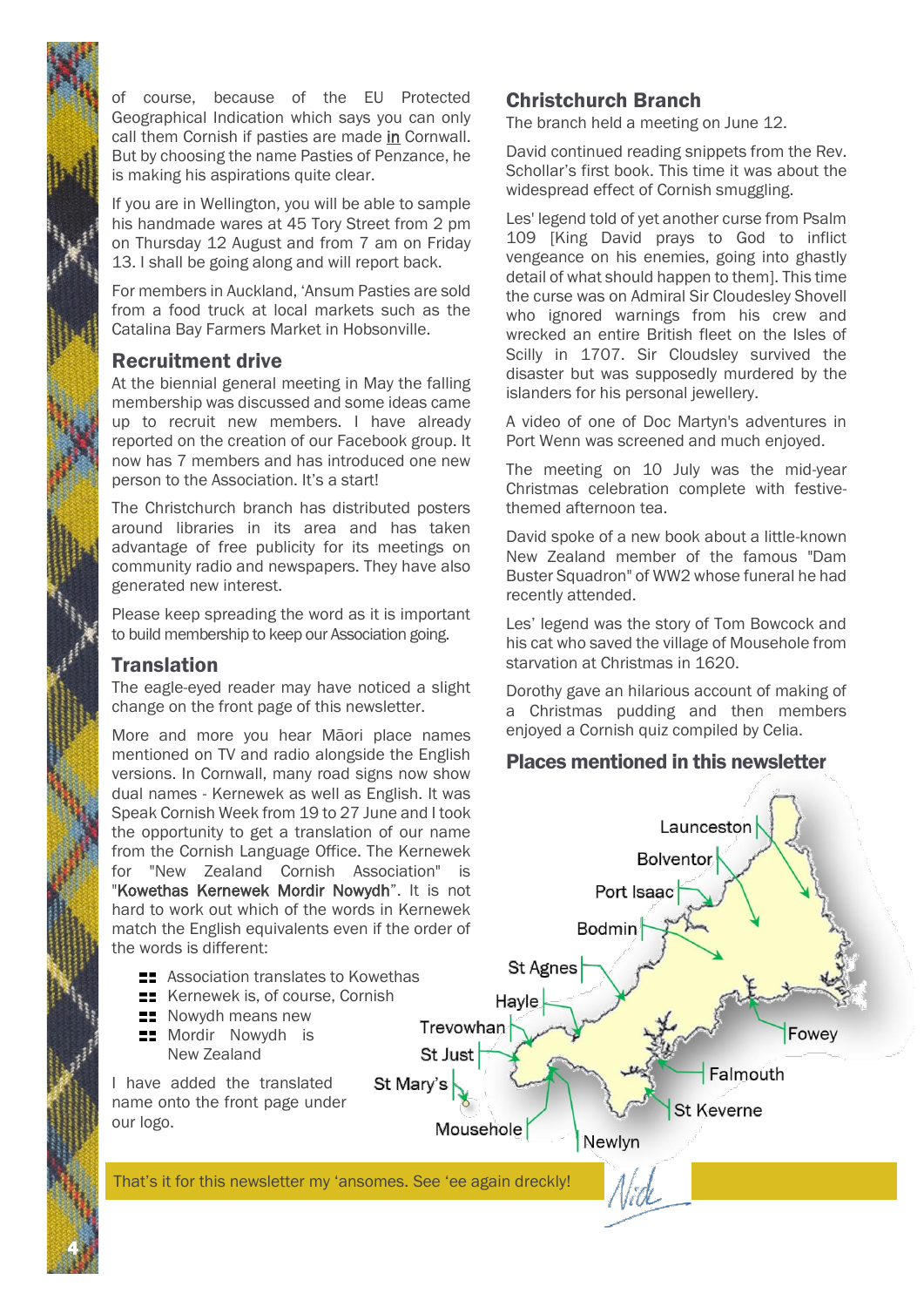of course, because of the EU Protected Geographical Indication which says you can only call them Cornish if pasties are made in Cornwall. But by choosing the name Pasties of Penzance, he is making his aspirations quite clear.

If you are in Wellington, you will be able to sample his handmade wares at 45 Tory Street from 2 pm on Thursday 12 August and from 7 am on Friday 13. I shall be going along and will report back.

For members in Auckland, 'Ansum Pasties are sold from a food truck at local markets such as the Catalina Bay Farmers Market in Hobsonville.

## Recruitment drive

At the biennial general meeting in May the falling membership was discussed and some ideas came up to recruit new members. I have already reported on the creation of our Facebook group. It now has 7 members and has introduced one new person to the Association. It's a start!

The Christchurch branch has distributed posters around libraries in its area and has taken advantage of free publicity for its meetings on community radio and newspapers. They have also generated new interest.

Please keep spreading the word as it is important to build membership to keep our Association going.

## Translation

The eagle-eyed reader may have noticed a slight change on the front page of this newsletter.

More and more you hear Māori place names mentioned on TV and radio alongside the English versions. In Cornwall, many road signs now show dual names - Kernewek as well as English. It was Speak Cornish Week from 19 to 27 June and I took the opportunity to get a translation of our name from the Cornish Language Office. The Kernewek for "New Zealand Cornish Association" is "**Kowethas Kernewek Mordir Nowydh**". It is not hard to work out which of the words in Kernewek match the English equivalents even if the order of the words is different:

- Association translates to Kowethas
- Kernewek is, of course, Cornish
- Nowydh means new
- Mordir Nowydh is New Zealand

I have added the translated name onto the front page under our logo.

## Christchurch Branch

The branch held a meeting on June 12.

David continued reading snippets from the Rev. Schollar's first book. This time it was about the widespread effect of Cornish smuggling.

Les' legend told of yet another curse from Psalm 109 [King David prays to God to inflict vengeance on his enemies, going into ghastly detail of what should happen to them]. This time the curse was on Admiral Sir Cloudesley Shovell who ignored warnings from his crew and wrecked an entire British fleet on the Isles of Scilly in 1707. Sir Cloudsley survived the disaster but was supposedly murdered by the islanders for his personal jewellery.

A video of one of Doc Martyn's adventures in Port Wenn was screened and much enjoyed.

The meeting on 10 July was the mid-year Christmas celebration complete with festive-themed afternoon tea.

David spoke of a new book about a little-known New Zealand member of the famous "Dam Buster Squadron" of WW2 whose funeral he had recently attended.

Les' legend was the story of Tom Bowcock and his cat who saved the village of Mousehole from starvation at Christmas in 1620.

Dorothy gave an hilarious account of making of a Christmas pudding and then members enjoyed a Cornish quiz compiled by Celia.

## Places mentioned in this newsletter

Launceston
Bolventor
Port Isaac
Bodmin
St Agnes
Hayle
Trevowhan
St Just
St Mary's
Mousehole
Newlyn
St Keverne
Falmouth
Fowey

That's it for this newsletter my 'ansomes. See 'ee again dreckly!

Nick